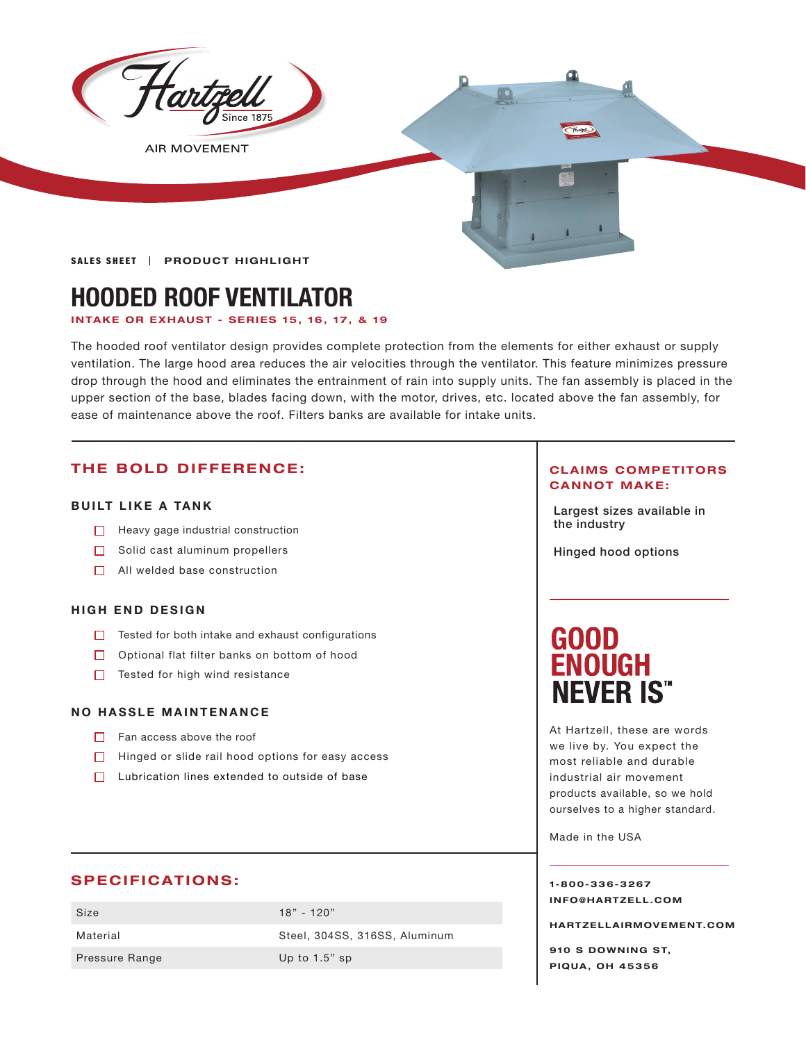Hartzell Since 1875

AIR MOVEMENT

SALES SHEET | PRODUCT HIGHLIGHT

# HOODED ROOF VENTILATOR

**INTAKE OR EXHAUST - SERIES 15, 16, 17, & 19**

The hooded roof ventilator design provides complete protection from the elements for either exhaust or supply ventilation. The large hood area reduces the air velocities through the ventilator. This feature minimizes pressure drop through the hood and eliminates the entrainment of rain into supply units. The fan assembly is placed in the upper section of the base, blades facing down, with the motor, drives, etc. located above the fan assembly, for ease of maintenance above the roof. Filters banks are available for intake units.

## THE BOLD DIFFERENCE:

### BUILT LIKE A TANK

- Heavy gage industrial construction
- Solid cast aluminum propellers
- All welded base construction

### HIGH END DESIGN

- Tested for both intake and exhaust configurations
- Optional flat filter banks on bottom of hood
- Tested for high wind resistance

### NO HASSLE MAINTENANCE

- Fan access above the roof
- Hinged or slide rail hood options for easy access
- Lubrication lines extended to outside of base

## CLAIMS COMPETITORS CANNOT MAKE:

Largest sizes available in the industry

Hinged hood options

## GOOD ENOUGH NEVER IS™

At Hartzell, these are words we live by. You expect the most reliable and durable industrial air movement products available, so we hold ourselves to a higher standard.

Made in the USA

## SPECIFICATIONS:

| | |
|---|---|
| Size | 18" - 120" |
| Material | Steel, 304SS, 316SS, Aluminum |
| Pressure Range | Up to 1.5" sp |

1-800-336-3267

INFO@HARTZELL.COM

HARTZELLAIRMOVEMENT.COM

910 S DOWNING ST,
PIQUA, OH 45356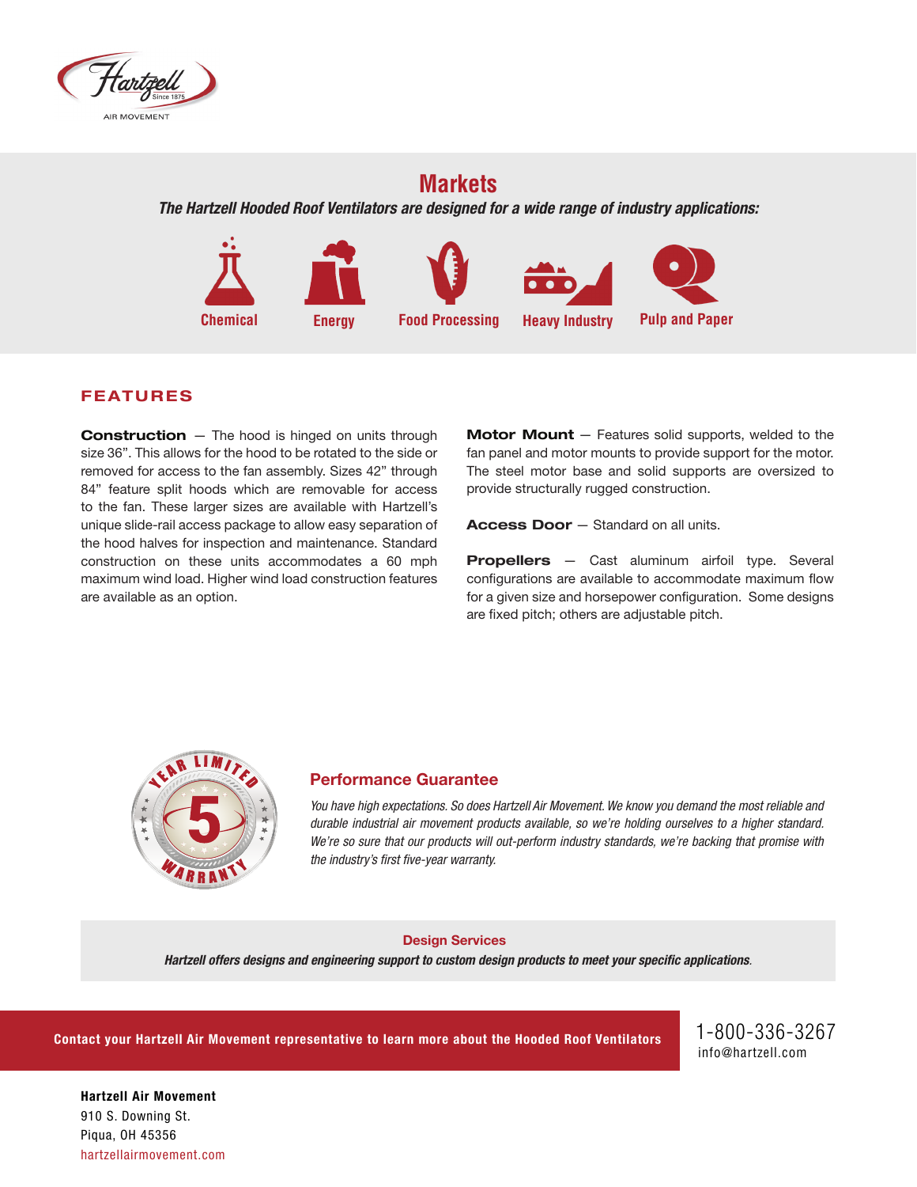Hartzell
Since 1875
AIR MOVEMENT

## Markets

***The Hartzell Hooded Roof Ventilators are designed for a wide range of industry applications:***

Chemical | Energy | Food Processing | Heavy Industry | Pulp and Paper

## FEATURES

**Construction** — The hood is hinged on units through size 36". This allows for the hood to be rotated to the side or removed for access to the fan assembly. Sizes 42" through 84" feature split hoods which are removable for access to the fan. These larger sizes are available with Hartzell's unique slide-rail access package to allow easy separation of the hood halves for inspection and maintenance. Standard construction on these units accommodates a 60 mph maximum wind load. Higher wind load construction features are available as an option.

**Motor Mount** — Features solid supports, welded to the fan panel and motor mounts to provide support for the motor. The steel motor base and solid supports are oversized to provide structurally rugged construction.

**Access Door** — Standard on all units.

**Propellers** — Cast aluminum airfoil type. Several configurations are available to accommodate maximum flow for a given size and horsepower configuration. Some designs are fixed pitch; others are adjustable pitch.

5 YEAR LIMITED WARRANTY

### Performance Guarantee

*You have high expectations. So does Hartzell Air Movement. We know you demand the most reliable and durable industrial air movement products available, so we're holding ourselves to a higher standard. We're so sure that our products will out-perform industry standards, we're backing that promise with the industry's first five-year warranty.*

### Design Services

***Hartzell offers designs and engineering support to custom design products to meet your specific applications.***

**Contact your Hartzell Air Movement representative to learn more about the Hooded Roof Ventilators**

1-800-336-3267
info@hartzell.com

**Hartzell Air Movement**
910 S. Downing St.
Piqua, OH 45356
hartzellairmovement.com